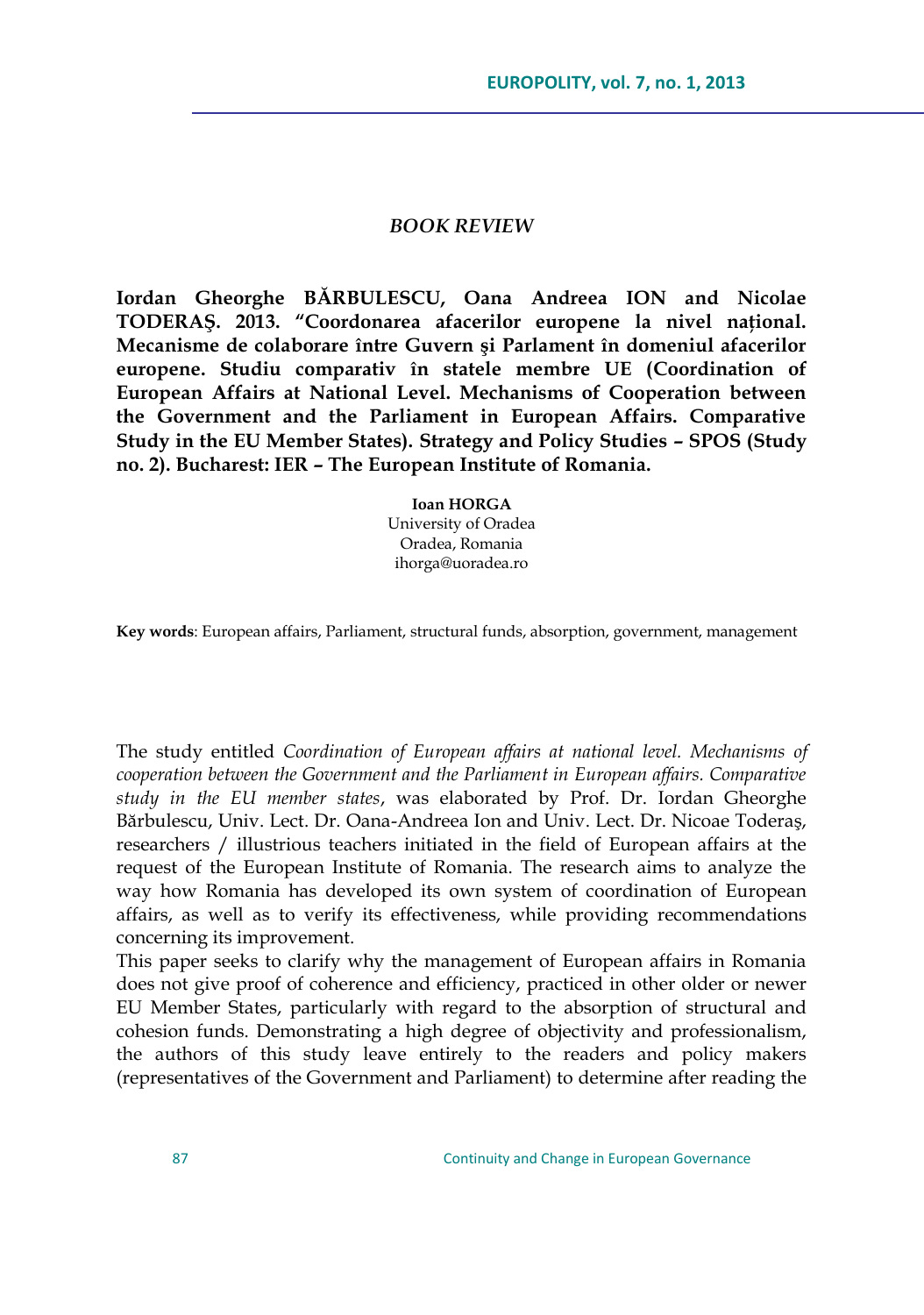## *BOOK REVIEW*

**Iordan Gheorghe BĂRBULESCU, Oana Andreea ION and Nicolae TODERAȘ. 2013. "Coordonarea afacerilor europene la nivel național. Mecanisme de colaborare între Guvern şi Parlament în domeniul afacerilor europene. Studiu comparativ în statele membre UE (Coordination of European Affairs at National Level. Mechanisms of Cooperation between the Government and the Parliament in European Affairs. Comparative Study in the EU Member States). Strategy and Policy Studies – SPOS (Study no. 2). Bucharest: IER – The European Institute of Romania.**

**Ioan HORGA**
University of Oradea
Oradea, Romania
ihorga@uoradea.ro

**Key words**: European affairs, Parliament, structural funds, absorption, government, management

The study entitled *Coordination of European affairs at national level. Mechanisms of cooperation between the Government and the Parliament in European affairs. Comparative study in the EU member states*, was elaborated by Prof. Dr. Iordan Gheorghe Bărbulescu, Univ. Lect. Dr. Oana-Andreea Ion and Univ. Lect. Dr. Nicoae Toderaș, researchers / illustrious teachers initiated in the field of European affairs at the request of the European Institute of Romania. The research aims to analyze the way how Romania has developed its own system of coordination of European affairs, as well as to verify its effectiveness, while providing recommendations concerning its improvement.

This paper seeks to clarify why the management of European affairs in Romania does not give proof of coherence and efficiency, practiced in other older or newer EU Member States, particularly with regard to the absorption of structural and cohesion funds. Demonstrating a high degree of objectivity and professionalism, the authors of this study leave entirely to the readers and policy makers (representatives of the Government and Parliament) to determine after reading the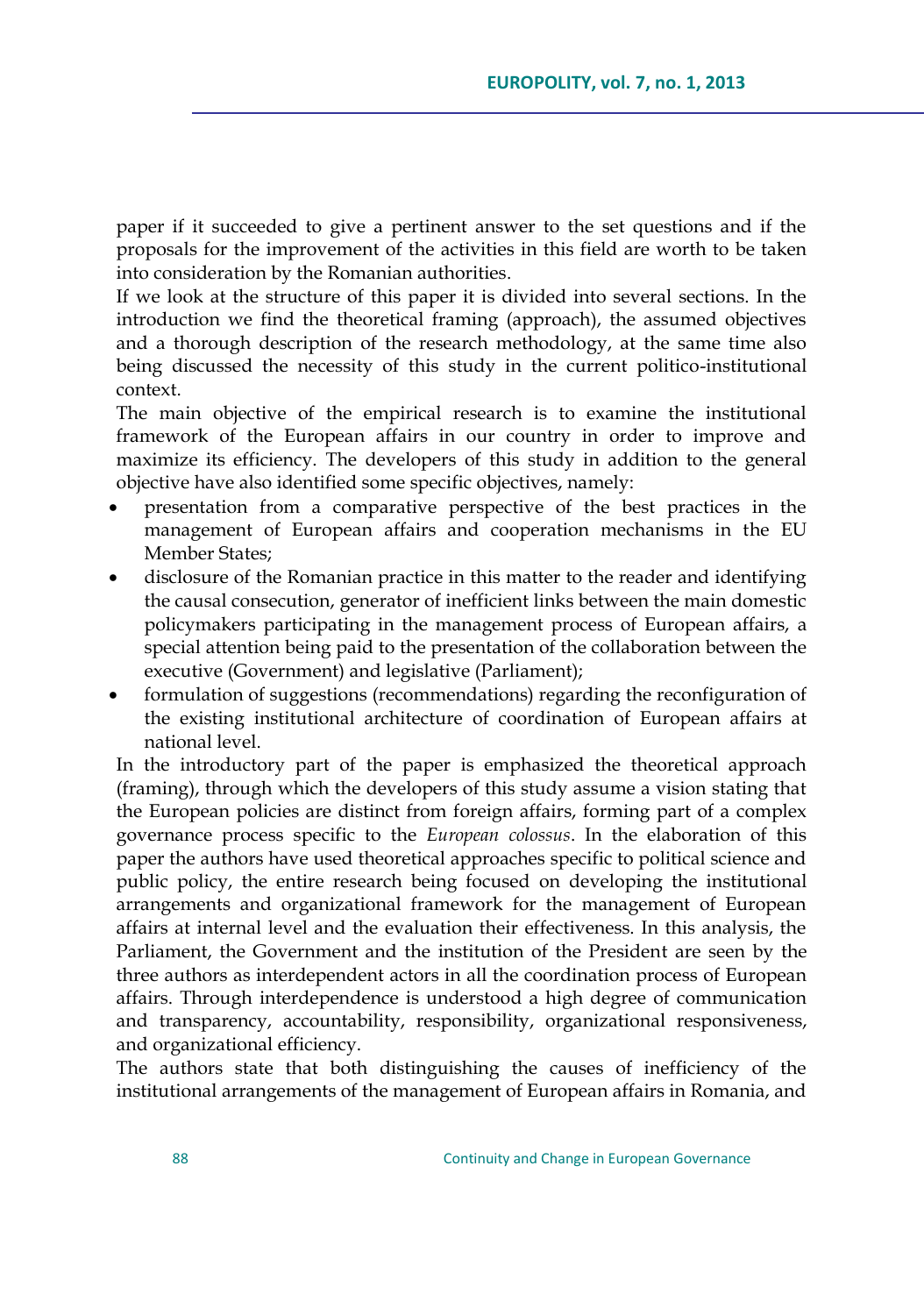paper if it succeeded to give a pertinent answer to the set questions and if the proposals for the improvement of the activities in this field are worth to be taken into consideration by the Romanian authorities.

If we look at the structure of this paper it is divided into several sections. In the introduction we find the theoretical framing (approach), the assumed objectives and a thorough description of the research methodology, at the same time also being discussed the necessity of this study in the current politico-institutional context.

The main objective of the empirical research is to examine the institutional framework of the European affairs in our country in order to improve and maximize its efficiency. The developers of this study in addition to the general objective have also identified some specific objectives, namely:

- presentation from a comparative perspective of the best practices in the management of European affairs and cooperation mechanisms in the EU Member States;
- disclosure of the Romanian practice in this matter to the reader and identifying the causal consecution, generator of inefficient links between the main domestic policymakers participating in the management process of European affairs, a special attention being paid to the presentation of the collaboration between the executive (Government) and legislative (Parliament);
- formulation of suggestions (recommendations) regarding the reconfiguration of the existing institutional architecture of coordination of European affairs at national level.

In the introductory part of the paper is emphasized the theoretical approach (framing), through which the developers of this study assume a vision stating that the European policies are distinct from foreign affairs, forming part of a complex governance process specific to the *European colossus*. In the elaboration of this paper the authors have used theoretical approaches specific to political science and public policy, the entire research being focused on developing the institutional arrangements and organizational framework for the management of European affairs at internal level and the evaluation their effectiveness. In this analysis, the Parliament, the Government and the institution of the President are seen by the three authors as interdependent actors in all the coordination process of European affairs. Through interdependence is understood a high degree of communication and transparency, accountability, responsibility, organizational responsiveness, and organizational efficiency.

The authors state that both distinguishing the causes of inefficiency of the institutional arrangements of the management of European affairs in Romania, and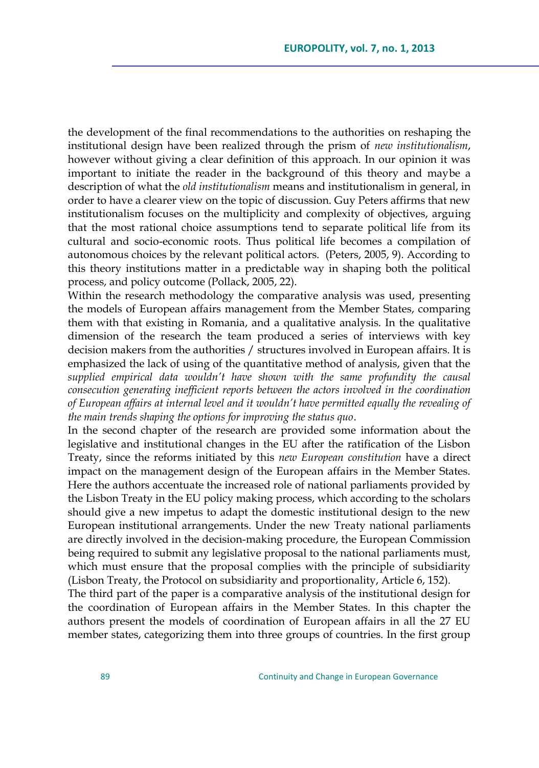the development of the final recommendations to the authorities on reshaping the institutional design have been realized through the prism of *new institutionalism*, however without giving a clear definition of this approach. In our opinion it was important to initiate the reader in the background of this theory and maybe a description of what the *old institutionalism* means and institutionalism in general, in order to have a clearer view on the topic of discussion. Guy Peters affirms that new institutionalism focuses on the multiplicity and complexity of objectives, arguing that the most rational choice assumptions tend to separate political life from its cultural and socio-economic roots. Thus political life becomes a compilation of autonomous choices by the relevant political actors. (Peters, 2005, 9). According to this theory institutions matter in a predictable way in shaping both the political process, and policy outcome (Pollack, 2005, 22).

Within the research methodology the comparative analysis was used, presenting the models of European affairs management from the Member States, comparing them with that existing in Romania, and a qualitative analysis. In the qualitative dimension of the research the team produced a series of interviews with key decision makers from the authorities / structures involved in European affairs. It is emphasized the lack of using of the quantitative method of analysis, given that the *supplied empirical data wouldn't have shown with the same profundity the causal consecution generating inefficient reports between the actors involved in the coordination of European affairs at internal level and it wouldn't have permitted equally the revealing of the main trends shaping the options for improving the status quo*.

In the second chapter of the research are provided some information about the legislative and institutional changes in the EU after the ratification of the Lisbon Treaty, since the reforms initiated by this *new European constitution* have a direct impact on the management design of the European affairs in the Member States. Here the authors accentuate the increased role of national parliaments provided by the Lisbon Treaty in the EU policy making process, which according to the scholars should give a new impetus to adapt the domestic institutional design to the new European institutional arrangements. Under the new Treaty national parliaments are directly involved in the decision-making procedure, the European Commission being required to submit any legislative proposal to the national parliaments must, which must ensure that the proposal complies with the principle of subsidiarity (Lisbon Treaty, the Protocol on subsidiarity and proportionality, Article 6, 152).

The third part of the paper is a comparative analysis of the institutional design for the coordination of European affairs in the Member States. In this chapter the authors present the models of coordination of European affairs in all the 27 EU member states, categorizing them into three groups of countries. In the first group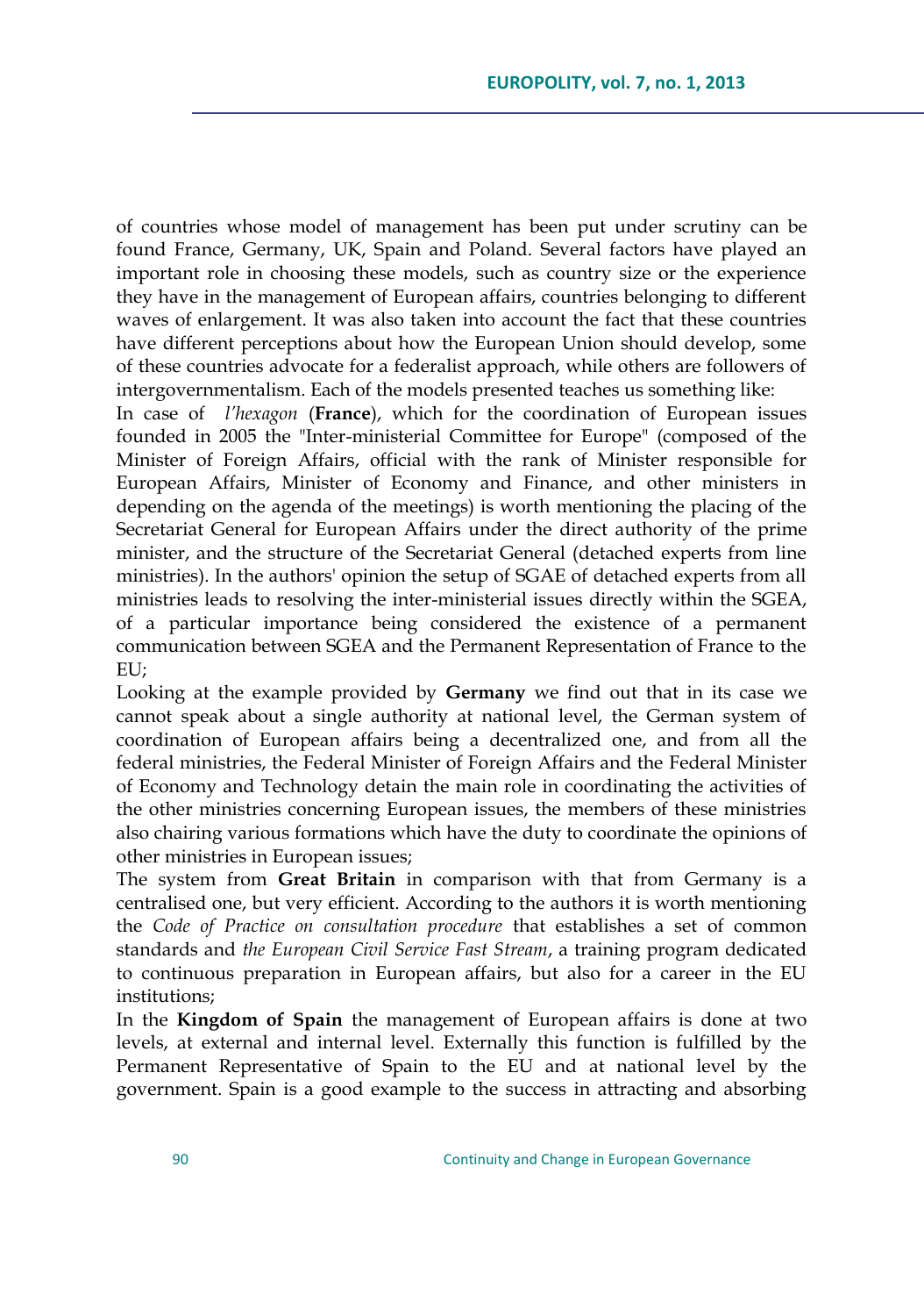of countries whose model of management has been put under scrutiny can be found France, Germany, UK, Spain and Poland. Several factors have played an important role in choosing these models, such as country size or the experience they have in the management of European affairs, countries belonging to different waves of enlargement. It was also taken into account the fact that these countries have different perceptions about how the European Union should develop, some of these countries advocate for a federalist approach, while others are followers of intergovernmentalism. Each of the models presented teaches us something like:

In case of *l'hexagon* (**France**), which for the coordination of European issues founded in 2005 the "Inter-ministerial Committee for Europe" (composed of the Minister of Foreign Affairs, official with the rank of Minister responsible for European Affairs, Minister of Economy and Finance, and other ministers in depending on the agenda of the meetings) is worth mentioning the placing of the Secretariat General for European Affairs under the direct authority of the prime minister, and the structure of the Secretariat General (detached experts from line ministries). In the authors' opinion the setup of SGAE of detached experts from all ministries leads to resolving the inter-ministerial issues directly within the SGEA, of a particular importance being considered the existence of a permanent communication between SGEA and the Permanent Representation of France to the EU;

Looking at the example provided by **Germany** we find out that in its case we cannot speak about a single authority at national level, the German system of coordination of European affairs being a decentralized one, and from all the federal ministries, the Federal Minister of Foreign Affairs and the Federal Minister of Economy and Technology detain the main role in coordinating the activities of the other ministries concerning European issues, the members of these ministries also chairing various formations which have the duty to coordinate the opinions of other ministries in European issues;

The system from **Great Britain** in comparison with that from Germany is a centralised one, but very efficient. According to the authors it is worth mentioning the *Code of Practice on consultation procedure* that establishes a set of common standards and *the European Civil Service Fast Stream*, a training program dedicated to continuous preparation in European affairs, but also for a career in the EU institutions;

In the **Kingdom of Spain** the management of European affairs is done at two levels, at external and internal level. Externally this function is fulfilled by the Permanent Representative of Spain to the EU and at national level by the government. Spain is a good example to the success in attracting and absorbing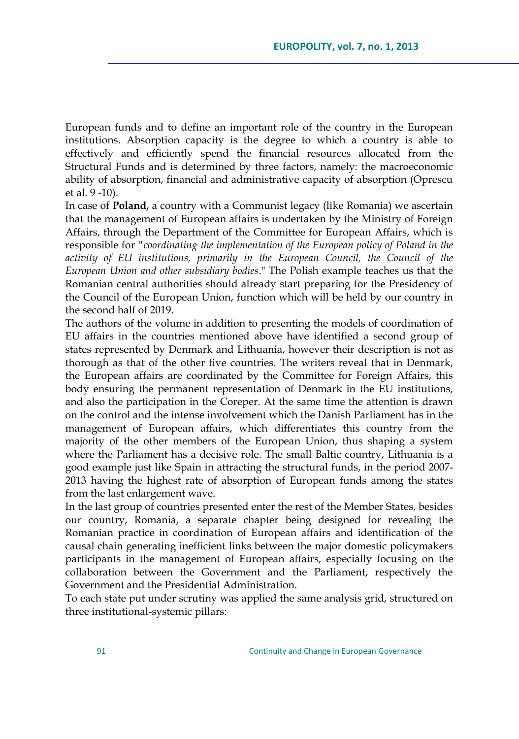European funds and to define an important role of the country in the European institutions. Absorption capacity is the degree to which a country is able to effectively and efficiently spend the financial resources allocated from the Structural Funds and is determined by three factors, namely: the macroeconomic ability of absorption, financial and administrative capacity of absorption (Oprescu et al. 9 -10).

In case of **Poland,** a country with a Communist legacy (like Romania) we ascertain that the management of European affairs is undertaken by the Ministry of Foreign Affairs, through the Department of the Committee for European Affairs, which is responsible for "*coordinating the implementation of the European policy of Poland in the activity of EU institutions, primarily in the European Council, the Council of the European Union and other subsidiary bodies*." The Polish example teaches us that the Romanian central authorities should already start preparing for the Presidency of the Council of the European Union, function which will be held by our country in the second half of 2019.

The authors of the volume in addition to presenting the models of coordination of EU affairs in the countries mentioned above have identified a second group of states represented by Denmark and Lithuania, however their description is not as thorough as that of the other five countries. The writers reveal that in Denmark, the European affairs are coordinated by the Committee for Foreign Affairs, this body ensuring the permanent representation of Denmark in the EU institutions, and also the participation in the Coreper. At the same time the attention is drawn on the control and the intense involvement which the Danish Parliament has in the management of European affairs, which differentiates this country from the majority of the other members of the European Union, thus shaping a system where the Parliament has a decisive role. The small Baltic country, Lithuania is a good example just like Spain in attracting the structural funds, in the period 2007-2013 having the highest rate of absorption of European funds among the states from the last enlargement wave.

In the last group of countries presented enter the rest of the Member States, besides our country, Romania, a separate chapter being designed for revealing the Romanian practice in coordination of European affairs and identification of the causal chain generating inefficient links between the major domestic policymakers participants in the management of European affairs, especially focusing on the collaboration between the Government and the Parliament, respectively the Government and the Presidential Administration.

To each state put under scrutiny was applied the same analysis grid, structured on three institutional-systemic pillars: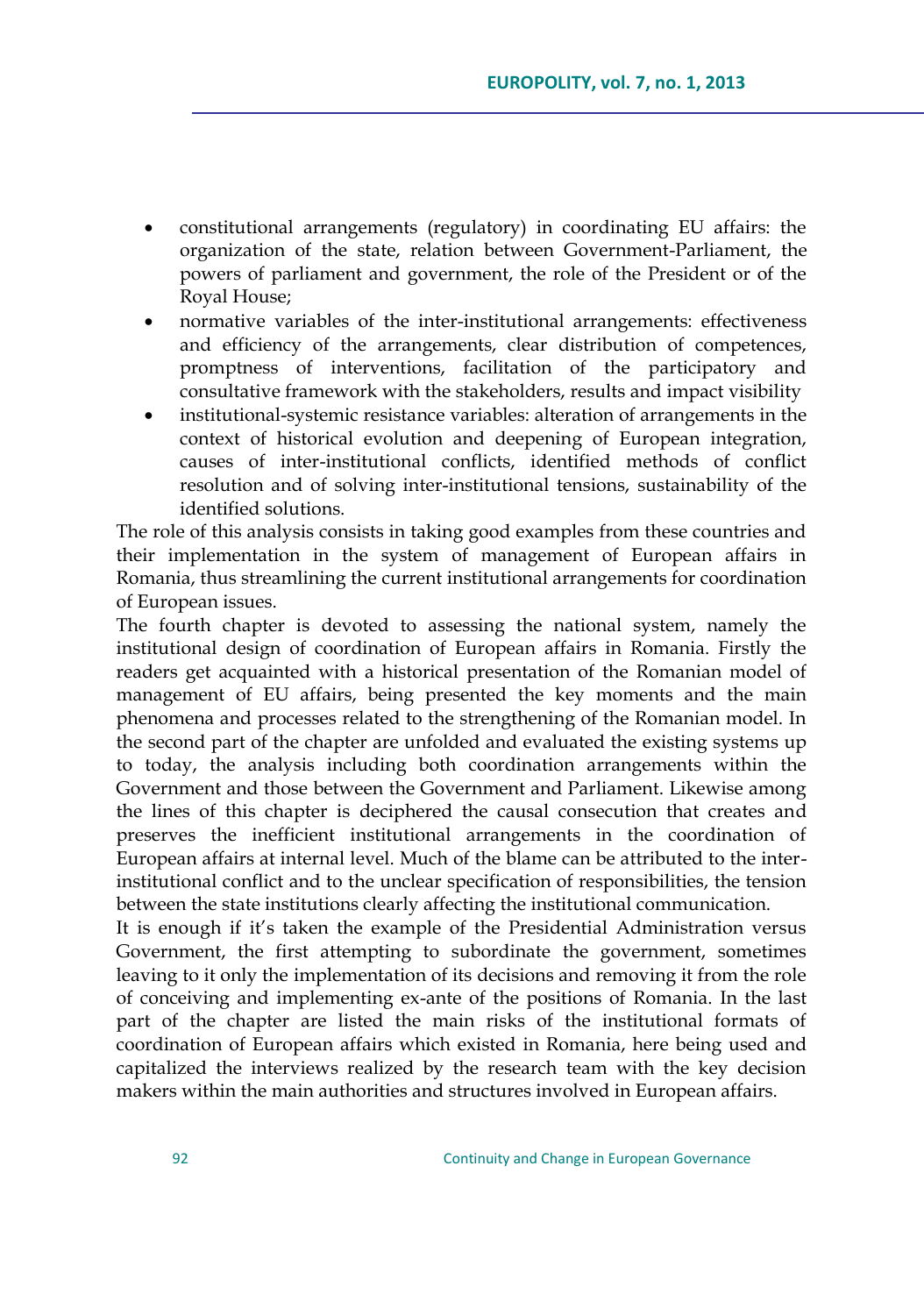- constitutional arrangements (regulatory) in coordinating EU affairs: the organization of the state, relation between Government-Parliament, the powers of parliament and government, the role of the President or of the Royal House;
- normative variables of the inter-institutional arrangements: effectiveness and efficiency of the arrangements, clear distribution of competences, promptness of interventions, facilitation of the participatory and consultative framework with the stakeholders, results and impact visibility
- institutional-systemic resistance variables: alteration of arrangements in the context of historical evolution and deepening of European integration, causes of inter-institutional conflicts, identified methods of conflict resolution and of solving inter-institutional tensions, sustainability of the identified solutions.

The role of this analysis consists in taking good examples from these countries and their implementation in the system of management of European affairs in Romania, thus streamlining the current institutional arrangements for coordination of European issues.

The fourth chapter is devoted to assessing the national system, namely the institutional design of coordination of European affairs in Romania. Firstly the readers get acquainted with a historical presentation of the Romanian model of management of EU affairs, being presented the key moments and the main phenomena and processes related to the strengthening of the Romanian model. In the second part of the chapter are unfolded and evaluated the existing systems up to today, the analysis including both coordination arrangements within the Government and those between the Government and Parliament. Likewise among the lines of this chapter is deciphered the causal consecution that creates and preserves the inefficient institutional arrangements in the coordination of European affairs at internal level. Much of the blame can be attributed to the inter-institutional conflict and to the unclear specification of responsibilities, the tension between the state institutions clearly affecting the institutional communication.

It is enough if it's taken the example of the Presidential Administration versus Government, the first attempting to subordinate the government, sometimes leaving to it only the implementation of its decisions and removing it from the role of conceiving and implementing ex-ante of the positions of Romania. In the last part of the chapter are listed the main risks of the institutional formats of coordination of European affairs which existed in Romania, here being used and capitalized the interviews realized by the research team with the key decision makers within the main authorities and structures involved in European affairs.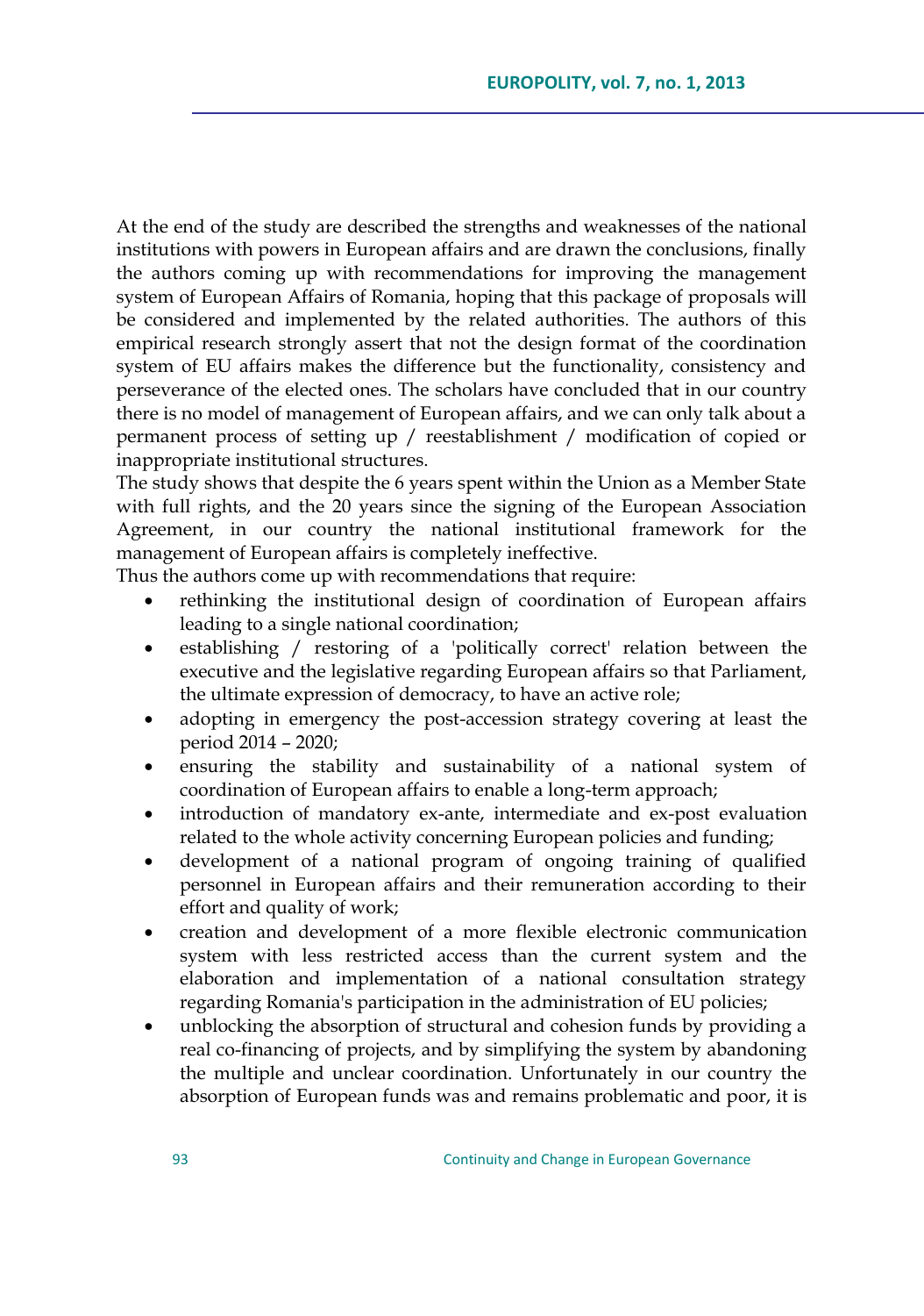At the end of the study are described the strengths and weaknesses of the national institutions with powers in European affairs and are drawn the conclusions, finally the authors coming up with recommendations for improving the management system of European Affairs of Romania, hoping that this package of proposals will be considered and implemented by the related authorities. The authors of this empirical research strongly assert that not the design format of the coordination system of EU affairs makes the difference but the functionality, consistency and perseverance of the elected ones. The scholars have concluded that in our country there is no model of management of European affairs, and we can only talk about a permanent process of setting up / reestablishment / modification of copied or inappropriate institutional structures.

The study shows that despite the 6 years spent within the Union as a Member State with full rights, and the 20 years since the signing of the European Association Agreement, in our country the national institutional framework for the management of European affairs is completely ineffective.

Thus the authors come up with recommendations that require:

- rethinking the institutional design of coordination of European affairs leading to a single national coordination;
- establishing / restoring of a 'politically correct' relation between the executive and the legislative regarding European affairs so that Parliament, the ultimate expression of democracy, to have an active role;
- adopting in emergency the post-accession strategy covering at least the period 2014 – 2020;
- ensuring the stability and sustainability of a national system of coordination of European affairs to enable a long-term approach;
- introduction of mandatory ex-ante, intermediate and ex-post evaluation related to the whole activity concerning European policies and funding;
- development of a national program of ongoing training of qualified personnel in European affairs and their remuneration according to their effort and quality of work;
- creation and development of a more flexible electronic communication system with less restricted access than the current system and the elaboration and implementation of a national consultation strategy regarding Romania's participation in the administration of EU policies;
- unblocking the absorption of structural and cohesion funds by providing a real co-financing of projects, and by simplifying the system by abandoning the multiple and unclear coordination. Unfortunately in our country the absorption of European funds was and remains problematic and poor, it is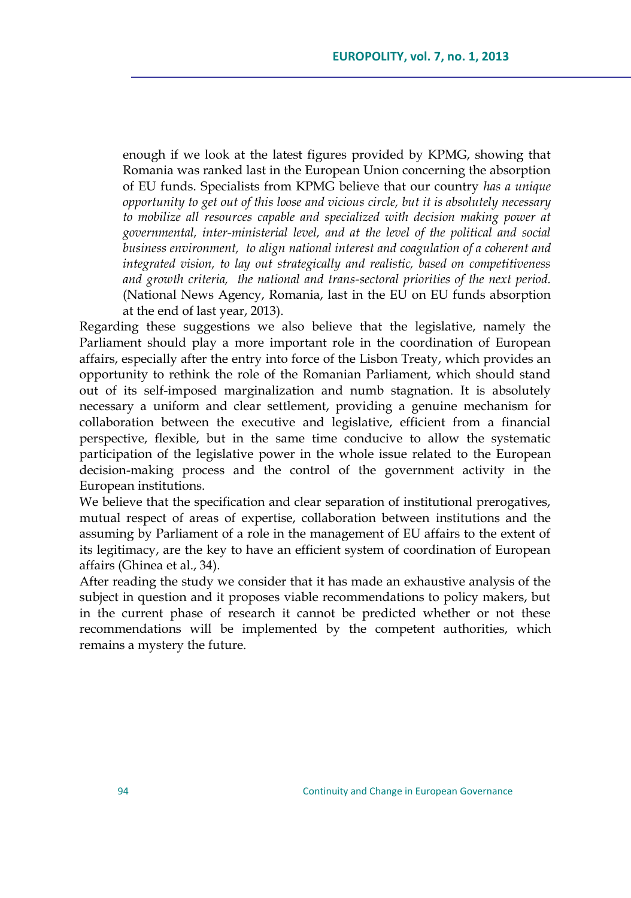enough if we look at the latest figures provided by KPMG, showing that Romania was ranked last in the European Union concerning the absorption of EU funds. Specialists from KPMG believe that our country *has a unique opportunity to get out of this loose and vicious circle, but it is absolutely necessary to mobilize all resources capable and specialized with decision making power at governmental, inter-ministerial level, and at the level of the political and social business environment, to align national interest and coagulation of a coherent and integrated vision, to lay out strategically and realistic, based on competitiveness and growth criteria, the national and trans-sectoral priorities of the next period.* (National News Agency, Romania, last in the EU on EU funds absorption at the end of last year, 2013).

Regarding these suggestions we also believe that the legislative, namely the Parliament should play a more important role in the coordination of European affairs, especially after the entry into force of the Lisbon Treaty, which provides an opportunity to rethink the role of the Romanian Parliament, which should stand out of its self-imposed marginalization and numb stagnation. It is absolutely necessary a uniform and clear settlement, providing a genuine mechanism for collaboration between the executive and legislative, efficient from a financial perspective, flexible, but in the same time conducive to allow the systematic participation of the legislative power in the whole issue related to the European decision-making process and the control of the government activity in the European institutions.

We believe that the specification and clear separation of institutional prerogatives, mutual respect of areas of expertise, collaboration between institutions and the assuming by Parliament of a role in the management of EU affairs to the extent of its legitimacy, are the key to have an efficient system of coordination of European affairs (Ghinea et al., 34).

After reading the study we consider that it has made an exhaustive analysis of the subject in question and it proposes viable recommendations to policy makers, but in the current phase of research it cannot be predicted whether or not these recommendations will be implemented by the competent authorities, which remains a mystery the future.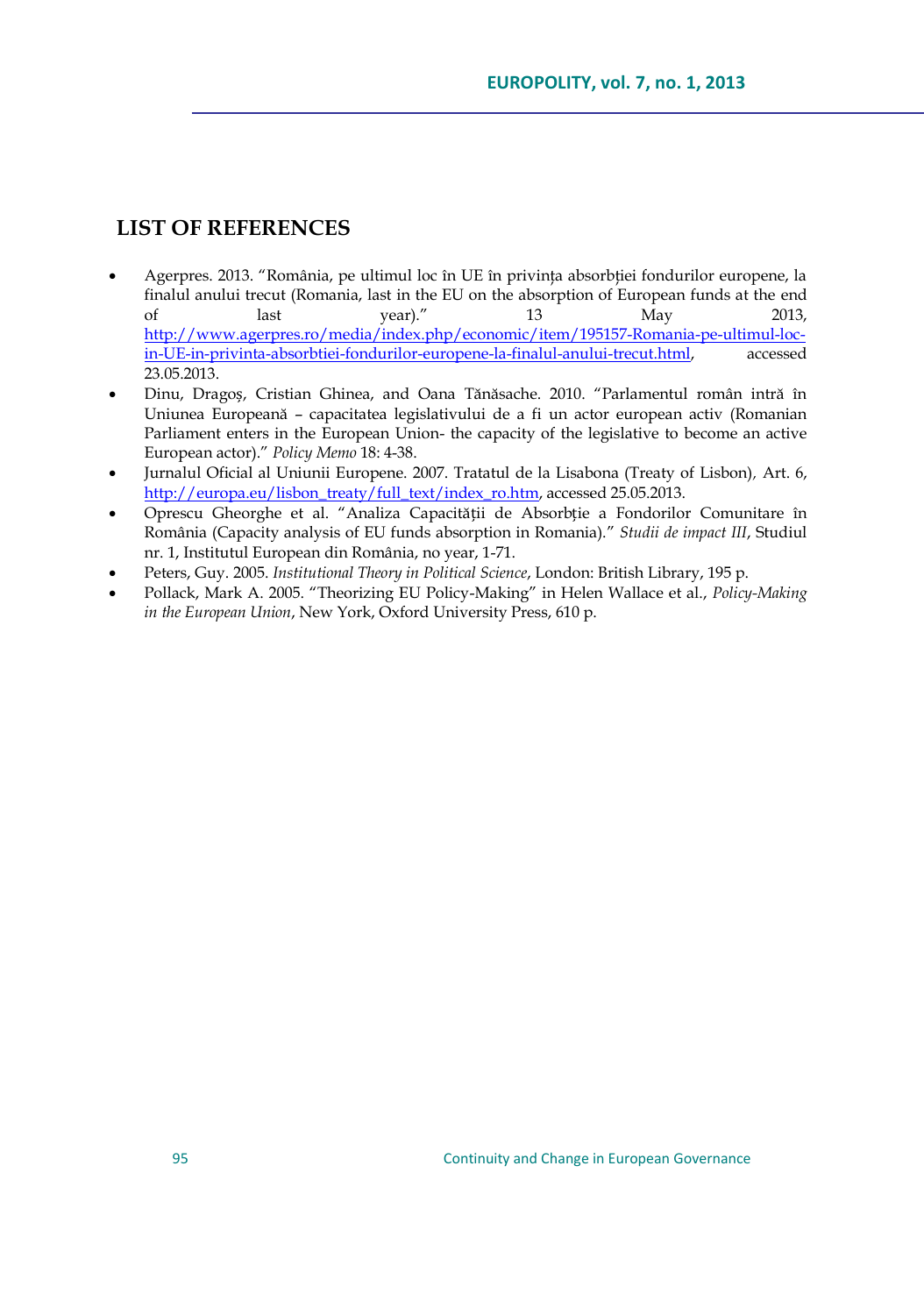## LIST OF REFERENCES

- Agerpres. 2013. "România, pe ultimul loc în UE în privința absorbției fondurilor europene, la finalul anului trecut (Romania, last in the EU on the absorption of European funds at the end of last year)." 13 May 2013, http://www.agerpres.ro/media/index.php/economic/item/195157-Romania-pe-ultimul-loc-in-UE-in-privinta-absorbtiei-fondurilor-europene-la-finalul-anului-trecut.html, accessed 23.05.2013.
- Dinu, Dragoș, Cristian Ghinea, and Oana Tănăsache. 2010. "Parlamentul român intră în Uniunea Europeană – capacitatea legislativului de a fi un actor european activ (Romanian Parliament enters in the European Union- the capacity of the legislative to become an active European actor)." *Policy Memo* 18: 4-38.
- Jurnalul Oficial al Uniunii Europene. 2007. Tratatul de la Lisabona (Treaty of Lisbon), Art. 6, http://europa.eu/lisbon_treaty/full_text/index_ro.htm, accessed 25.05.2013.
- Oprescu Gheorghe et al. "Analiza Capacității de Absorbție a Fondorilor Comunitare în România (Capacity analysis of EU funds absorption in Romania)." *Studii de impact III*, Studiul nr. 1, Institutul European din România, no year, 1-71.
- Peters, Guy. 2005. *Institutional Theory in Political Science*, London: British Library, 195 p.
- Pollack, Mark A. 2005. "Theorizing EU Policy-Making" in Helen Wallace et al., *Policy-Making in the European Union*, New York, Oxford University Press, 610 p.